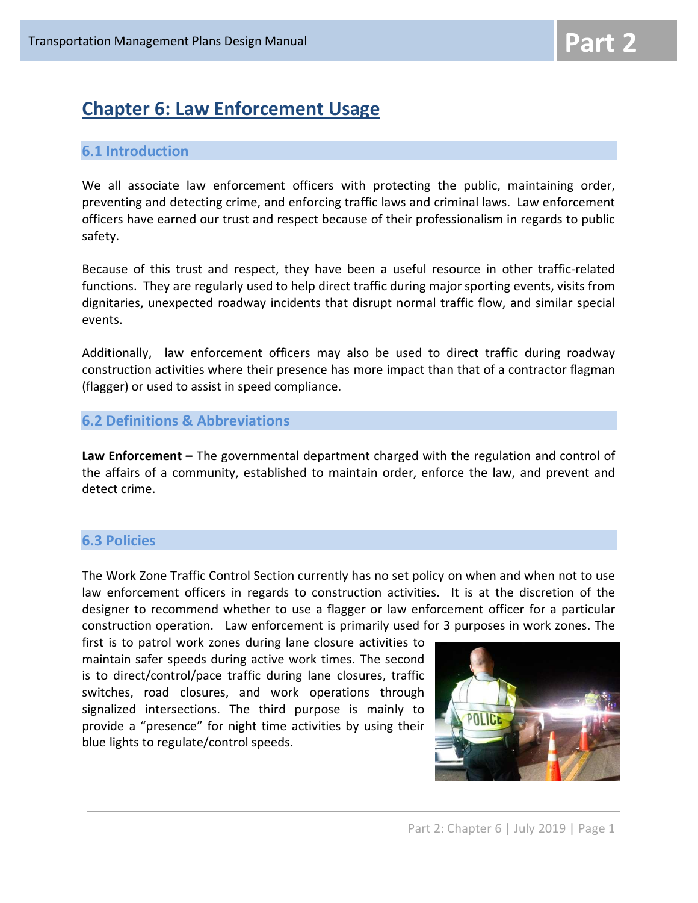# Chapter 6: Law Enforcement Usage

## 6.1 Introduction

We all associate law enforcement officers with protecting the public, maintaining order, preventing and detecting crime, and enforcing traffic laws and criminal laws. Law enforcement officers have earned our trust and respect because of their professionalism in regards to public safety.

Because of this trust and respect, they have been a useful resource in other traffic-related functions. They are regularly used to help direct traffic during major sporting events, visits from dignitaries, unexpected roadway incidents that disrupt normal traffic flow, and similar special events.

Additionally, law enforcement officers may also be used to direct traffic during roadway construction activities where their presence has more impact than that of a contractor flagman (flagger) or used to assist in speed compliance.

## 6.2 Definitions & Abbreviations

**Law Enforcement –** The governmental department charged with the regulation and control of the affairs of a community, established to maintain order, enforce the law, and prevent and detect crime.

## 6.3 Policies

The Work Zone Traffic Control Section currently has no set policy on when and when not to use law enforcement officers in regards to construction activities. It is at the discretion of the designer to recommend whether to use a flagger or law enforcement officer for a particular construction operation. Law enforcement is primarily used for 3 purposes in work zones. The first is to patrol work zones during lane closure activities to maintain safer speeds during active work times. The second is to direct/control/pace traffic during lane closures, traffic switches, road closures, and work operations through signalized intersections. The third purpose is mainly to provide a "presence" for night time activities by using their blue lights to regulate/control speeds.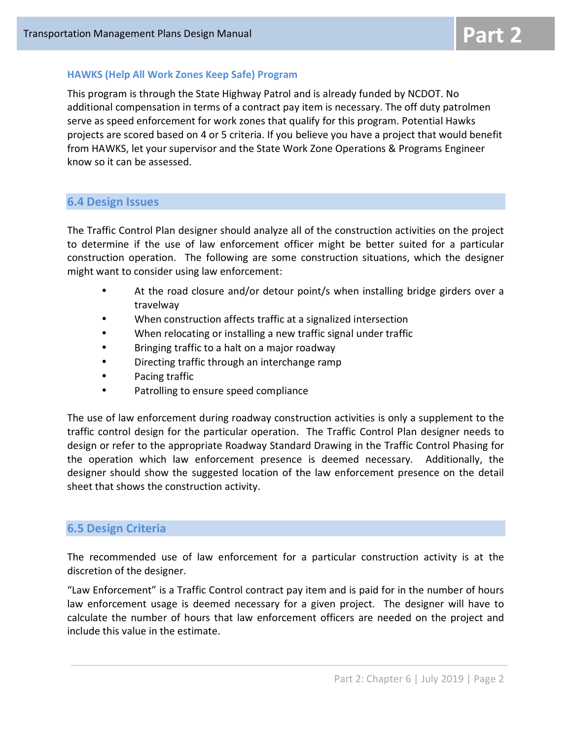### HAWKS (Help All Work Zones Keep Safe) Program

This program is through the State Highway Patrol and is already funded by NCDOT. No additional compensation in terms of a contract pay item is necessary. The off duty patrolmen serve as speed enforcement for work zones that qualify for this program. Potential Hawks projects are scored based on 4 or 5 criteria. If you believe you have a project that would benefit from HAWKS, let your supervisor and the State Work Zone Operations & Programs Engineer know so it can be assessed.

## 6.4 Design Issues

The Traffic Control Plan designer should analyze all of the construction activities on the project to determine if the use of law enforcement officer might be better suited for a particular construction operation. The following are some construction situations, which the designer might want to consider using law enforcement:

- At the road closure and/or detour point/s when installing bridge girders over a travelway
- When construction affects traffic at a signalized intersection
- When relocating or installing a new traffic signal under traffic
- Bringing traffic to a halt on a major roadway
- Directing traffic through an interchange ramp
- Pacing traffic
- Patrolling to ensure speed compliance

The use of law enforcement during roadway construction activities is only a supplement to the traffic control design for the particular operation. The Traffic Control Plan designer needs to design or refer to the appropriate Roadway Standard Drawing in the Traffic Control Phasing for the operation which law enforcement presence is deemed necessary. Additionally, the designer should show the suggested location of the law enforcement presence on the detail sheet that shows the construction activity.

## 6.5 Design Criteria

The recommended use of law enforcement for a particular construction activity is at the discretion of the designer.

"Law Enforcement" is a Traffic Control contract pay item and is paid for in the number of hours law enforcement usage is deemed necessary for a given project. The designer will have to calculate the number of hours that law enforcement officers are needed on the project and include this value in the estimate.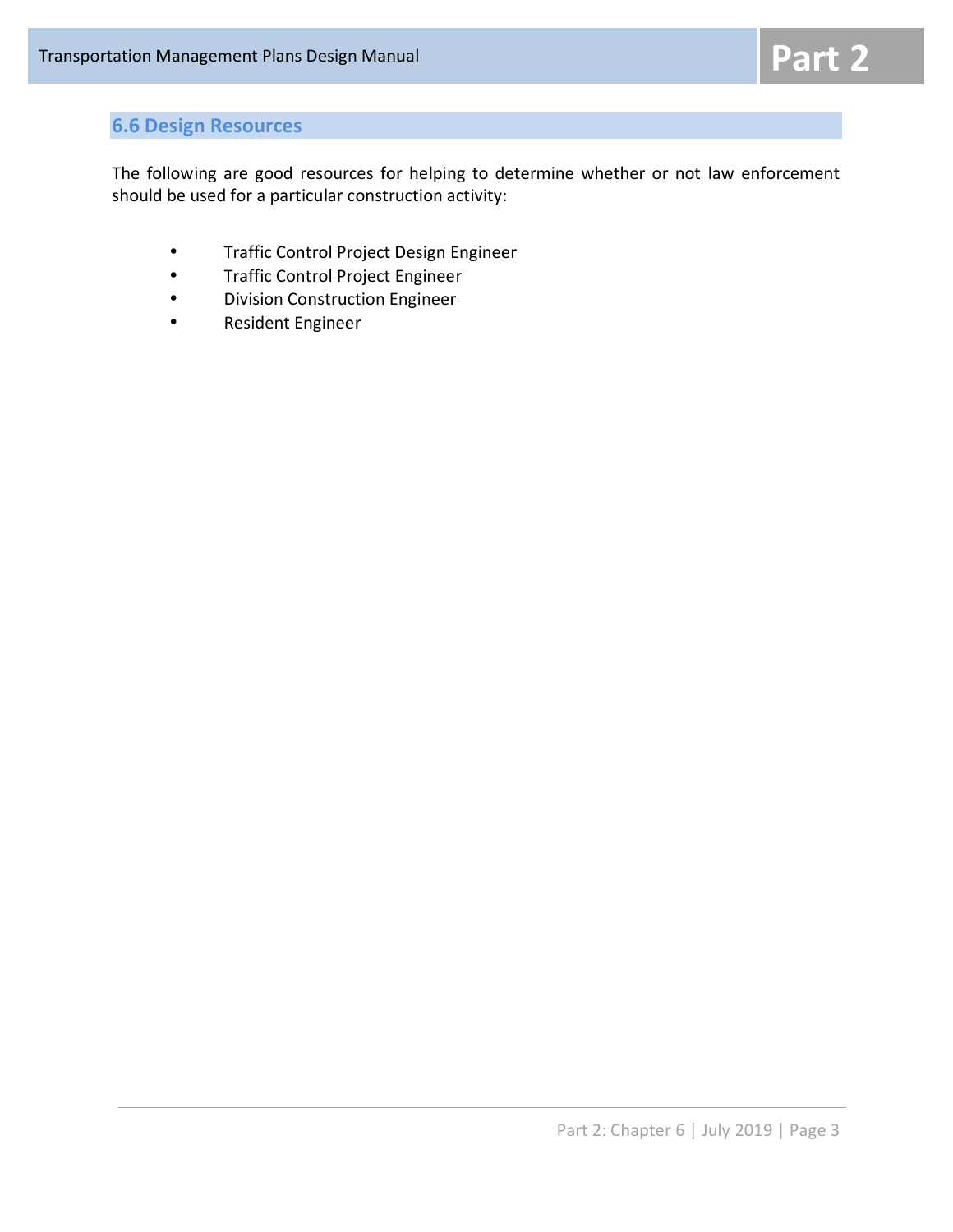## 6.6 Design Resources

The following are good resources for helping to determine whether or not law enforcement should be used for a particular construction activity:

- Traffic Control Project Design Engineer
- Traffic Control Project Engineer
- Division Construction Engineer
- Resident Engineer